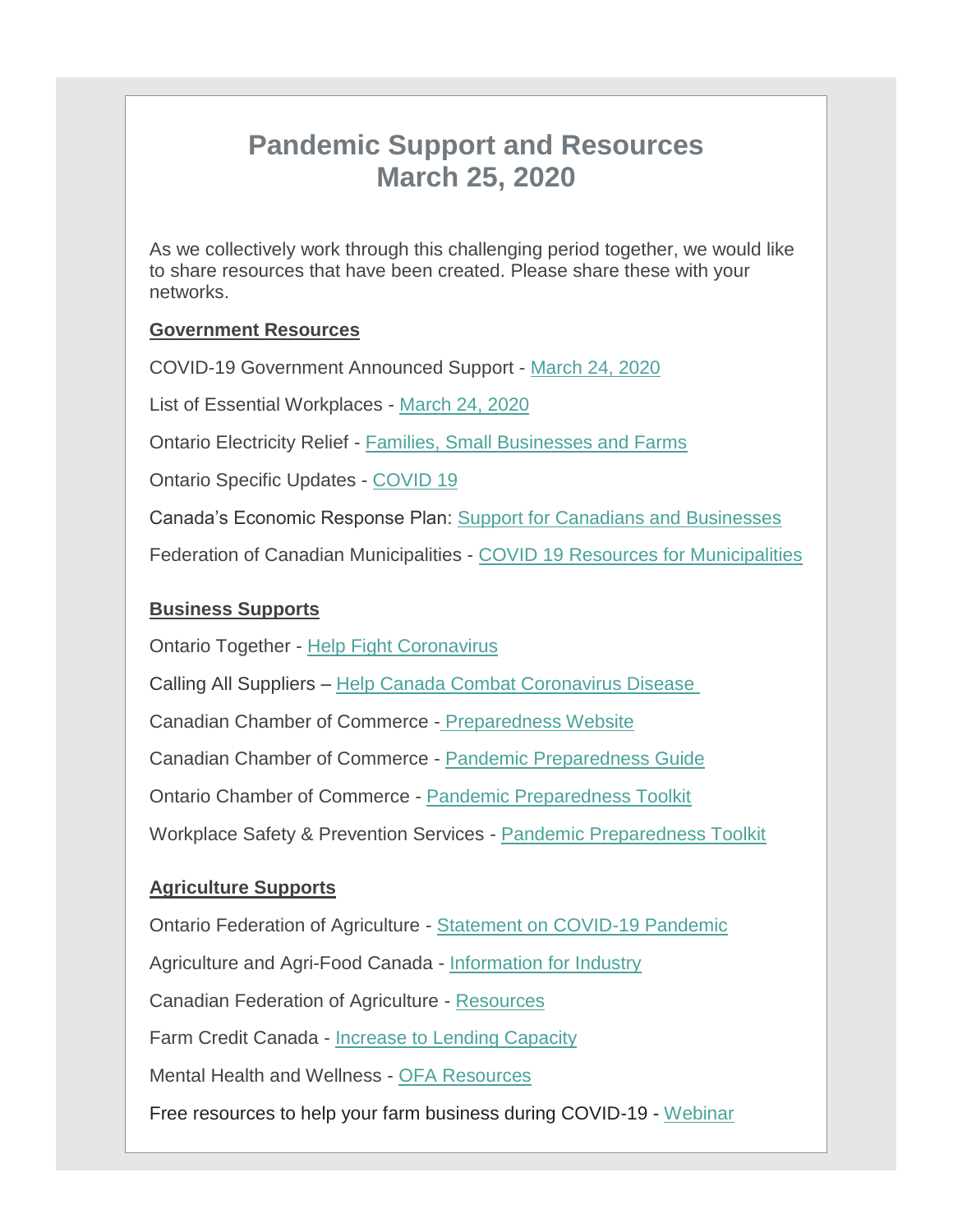# Pandemic Support and Resources
# March 25, 2020

As we collectively work through this challenging period together, we would like to share resources that have been created. Please share these with your networks.

**Government Resources**

COVID-19 Government Announced Support - March 24, 2020

List of Essential Workplaces - March 24, 2020

Ontario Electricity Relief - Families, Small Businesses and Farms

Ontario Specific Updates - COVID 19

Canada's Economic Response Plan: Support for Canadians and Businesses

Federation of Canadian Municipalities - COVID 19 Resources for Municipalities

**Business Supports**

Ontario Together - Help Fight Coronavirus

Calling All Suppliers – Help Canada Combat Coronavirus Disease

Canadian Chamber of Commerce - Preparedness Website

Canadian Chamber of Commerce - Pandemic Preparedness Guide

Ontario Chamber of Commerce - Pandemic Preparedness Toolkit

Workplace Safety & Prevention Services - Pandemic Preparedness Toolkit

**Agriculture Supports**

Ontario Federation of Agriculture - Statement on COVID-19 Pandemic

Agriculture and Agri-Food Canada - Information for Industry

Canadian Federation of Agriculture - Resources

Farm Credit Canada - Increase to Lending Capacity

Mental Health and Wellness - OFA Resources

Free resources to help your farm business during COVID-19 - Webinar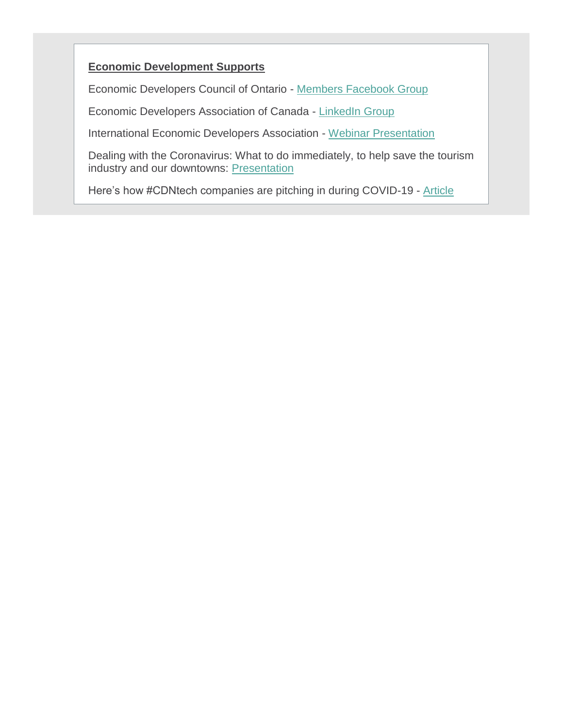**Economic Development Supports**

Economic Developers Council of Ontario - Members Facebook Group

Economic Developers Association of Canada - LinkedIn Group

International Economic Developers Association - Webinar Presentation

Dealing with the Coronavirus: What to do immediately, to help save the tourism industry and our downtowns: Presentation

Here's how #CDNtech companies are pitching in during COVID-19 - Article